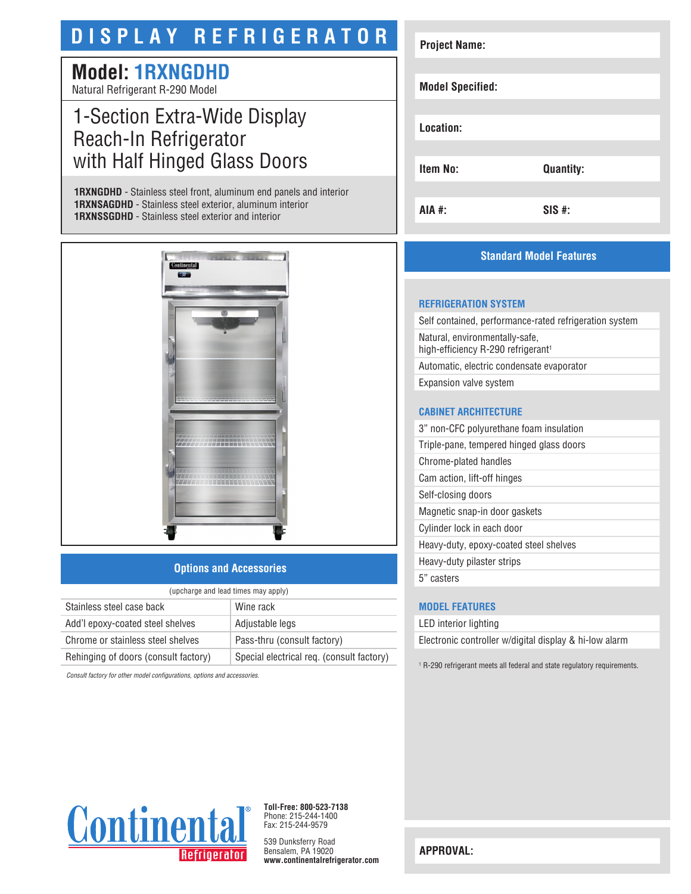# DISPLAY REFRIGERATOR

## Model: 1RXNGDHD

Natural Refrigerant R-290 Model

## 1-Section Extra-Wide Display Reach-In Refrigerator with Half Hinged Glass Doors

**1RXNGDHD** - Stainless steel front, aluminum end panels and interior
**1RXNSAGDHD** - Stainless steel exterior, aluminum interior
**1RXNSSGDHD** - Stainless steel exterior and interior

| | |
|---|---|
| **Project Name:** | |
| **Model Specified:** | |
| **Location:** | |
| **Item No:** | **Quantity:** |
| **AIA #:** | **SIS #:** |

## Options and Accessories

(upcharge and lead times may apply)

| | |
|---|---|
| Stainless steel case back | Wine rack |
| Add'l epoxy-coated steel shelves | Adjustable legs |
| Chrome or stainless steel shelves | Pass-thru (consult factory) |
| Rehinging of doors (consult factory) | Special electrical req. (consult factory) |

*Consult factory for other model configurations, options and accessories.*

## Standard Model Features

### REFRIGERATION SYSTEM

- Self contained, performance-rated refrigeration system
- Natural, environmentally-safe, high-efficiency R-290 refrigerant[1]
- Automatic, electric condensate evaporator
- Expansion valve system

### CABINET ARCHITECTURE

- 3" non-CFC polyurethane foam insulation
- Triple-pane, tempered hinged glass doors
- Chrome-plated handles
- Cam action, lift-off hinges
- Self-closing doors
- Magnetic snap-in door gaskets
- Cylinder lock in each door
- Heavy-duty, epoxy-coated steel shelves
- Heavy-duty pilaster strips
- 5" casters

### MODEL FEATURES

- LED interior lighting
- Electronic controller w/digital display & hi-low alarm

[1] R-290 refrigerant meets all federal and state regulatory requirements.

**Continental Refrigerator**

**Toll-Free: 800-523-7138**
Phone: 215-244-1400
Fax: 215-244-9579

539 Dunksferry Road
Bensalem, PA 19020
**www.continentalrefrigerator.com**

**APPROVAL:**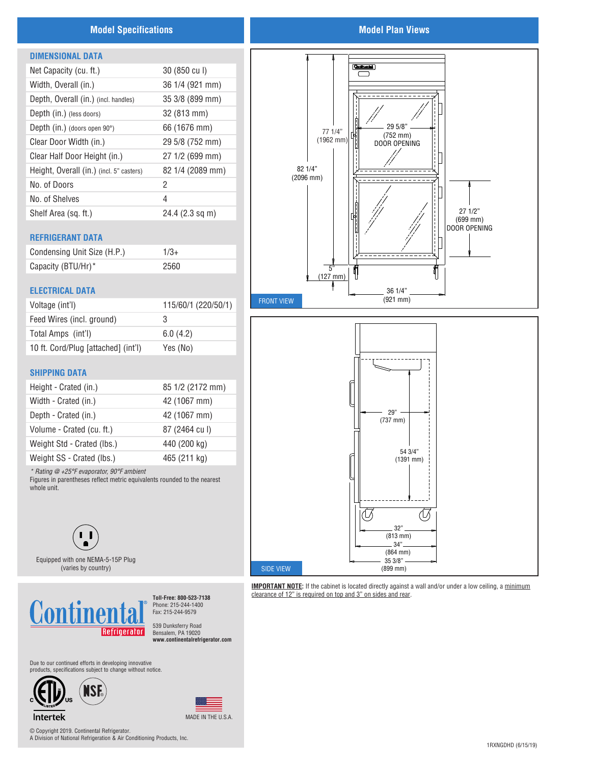## Model Specifications

### DIMENSIONAL DATA

| | |
|---|---|
| Net Capacity (cu. ft.) | 30 (850 cu l) |
| Width, Overall (in.) | 36 1/4 (921 mm) |
| Depth, Overall (in.) (incl. handles) | 35 3/8 (899 mm) |
| Depth (in.) (less doors) | 32 (813 mm) |
| Depth (in.) (doors open 90°) | 66 (1676 mm) |
| Clear Door Width (in.) | 29 5/8 (752 mm) |
| Clear Half Door Height (in.) | 27 1/2 (699 mm) |
| Height, Overall (in.) (incl. 5" casters) | 82 1/4 (2089 mm) |
| No. of Doors | 2 |
| No. of Shelves | 4 |
| Shelf Area (sq. ft.) | 24.4 (2.3 sq m) |

### REFRIGERANT DATA

| | |
|---|---|
| Condensing Unit Size (H.P.) | 1/3+ |
| Capacity (BTU/Hr)* | 2560 |

### ELECTRICAL DATA

| | |
|---|---|
| Voltage (int'l) | 115/60/1 (220/50/1) |
| Feed Wires (incl. ground) | 3 |
| Total Amps (int'l) | 6.0 (4.2) |
| 10 ft. Cord/Plug [attached] (int'l) | Yes (No) |

### SHIPPING DATA

| | |
|---|---|
| Height - Crated (in.) | 85 1/2 (2172 mm) |
| Width - Crated (in.) | 42 (1067 mm) |
| Depth - Crated (in.) | 42 (1067 mm) |
| Volume - Crated (cu. ft.) | 87 (2464 cu l) |
| Weight Std - Crated (lbs.) | 440 (200 kg) |
| Weight SS - Crated (lbs.) | 465 (211 kg) |

*\* Rating @ +25°F evaporator, 90°F ambient*

Figures in parentheses reflect metric equivalents rounded to the nearest whole unit.

Equipped with one NEMA-5-15P Plug (varies by country)

## Model Plan Views

FRONT VIEW

77 1/4" (1962 mm)
29 5/8" (752 mm) DOOR OPENING
82 1/4" (2096 mm)
27 1/2" (699 mm) DOOR OPENING
5" (127 mm)
36 1/4" (921 mm)

SIDE VIEW

29" (737 mm)
54 3/4" (1391 mm)
32" (813 mm)
34" (864 mm)
35 3/8" (899 mm)

**IMPORTANT NOTE:** If the cabinet is located directly against a wall and/or under a low ceiling, a minimum clearance of 12" is required on top and 3" on sides and rear.

**Continental Refrigerator**

**Toll-Free: 800-523-7138**
Phone: 215-244-1400
Fax: 215-244-9579

539 Dunksferry Road
Bensalem, PA 19020
**www.continentalrefrigerator.com**

Due to our continued efforts in developing innovative products, specifications subject to change without notice.

Intertek

MADE IN THE U.S.A.

© Copyright 2019. Continental Refrigerator.
A Division of National Refrigeration & Air Conditioning Products, Inc.

1RXNGDHD (6/15/19)